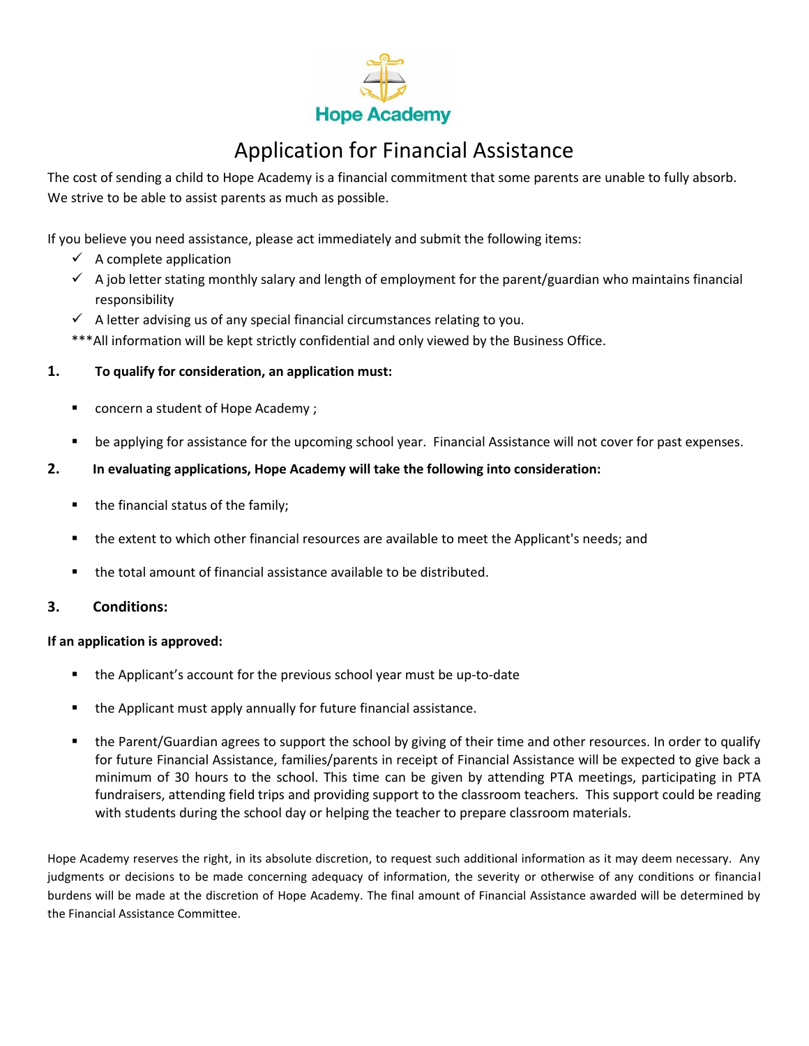Hope Academy

# Application for Financial Assistance

The cost of sending a child to Hope Academy is a financial commitment that some parents are unable to fully absorb. We strive to be able to assist parents as much as possible.

If you believe you need assistance, please act immediately and submit the following items:

- ✓ A complete application
- ✓ A job letter stating monthly salary and length of employment for the parent/guardian who maintains financial responsibility
- ✓ A letter advising us of any special financial circumstances relating to you.

***All information will be kept strictly confidential and only viewed by the Business Office.

**1. To qualify for consideration, an application must:**

- concern a student of Hope Academy ;
- be applying for assistance for the upcoming school year. Financial Assistance will not cover for past expenses.

**2. In evaluating applications, Hope Academy will take the following into consideration:**

- the financial status of the family;
- the extent to which other financial resources are available to meet the Applicant's needs; and
- the total amount of financial assistance available to be distributed.

**3. Conditions:**

**If an application is approved:**

- the Applicant's account for the previous school year must be up-to-date
- the Applicant must apply annually for future financial assistance.
- the Parent/Guardian agrees to support the school by giving of their time and other resources. In order to qualify for future Financial Assistance, families/parents in receipt of Financial Assistance will be expected to give back a minimum of 30 hours to the school. This time can be given by attending PTA meetings, participating in PTA fundraisers, attending field trips and providing support to the classroom teachers. This support could be reading with students during the school day or helping the teacher to prepare classroom materials.

Hope Academy reserves the right, in its absolute discretion, to request such additional information as it may deem necessary. Any judgments or decisions to be made concerning adequacy of information, the severity or otherwise of any conditions or financial burdens will be made at the discretion of Hope Academy. The final amount of Financial Assistance awarded will be determined by the Financial Assistance Committee.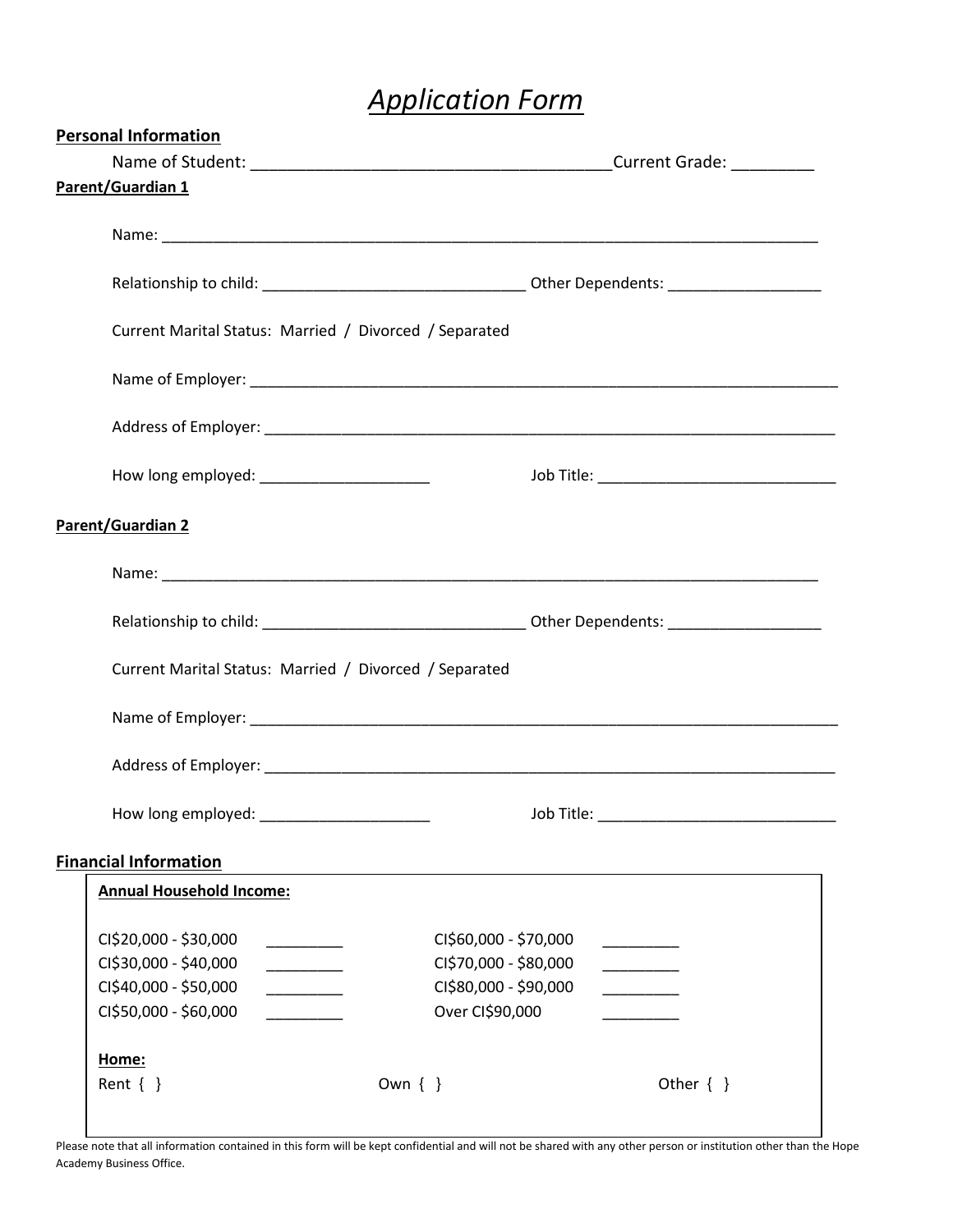# *Application Form*

**Personal Information**

Name of Student: ______________________________________ Current Grade: _________

**Parent/Guardian 1**

Name: ____________________________________________________________________________

Relationship to child: _______________________________ Other Dependents: __________________

Current Marital Status: Married / Divorced / Separated

Name of Employer: _______________________________________________________________________

Address of Employer: _____________________________________________________________________

How long employed: ____________________ Job Title: ____________________________

**Parent/Guardian 2**

Name: ____________________________________________________________________________

Relationship to child: _______________________________ Other Dependents: __________________

Current Marital Status: Married / Divorced / Separated

Name of Employer: _______________________________________________________________________

Address of Employer: _____________________________________________________________________

How long employed: ____________________ Job Title: ____________________________

**Financial Information**

**Annual Household Income:**

| | | | |
|---|---|---|---|
| CI$20,000 - $30,000 | _________ | CI$60,000 - $70,000 | _________ |
| CI$30,000 - $40,000 | _________ | CI$70,000 - $80,000 | _________ |
| CI$40,000 - $50,000 | _________ | CI$80,000 - $90,000 | _________ |
| CI$50,000 - $60,000 | _________ | Over CI$90,000 | _________ |

**Home:**

Rent { } Own { } Other { }

Please note that all information contained in this form will be kept confidential and will not be shared with any other person or institution other than the Hope Academy Business Office.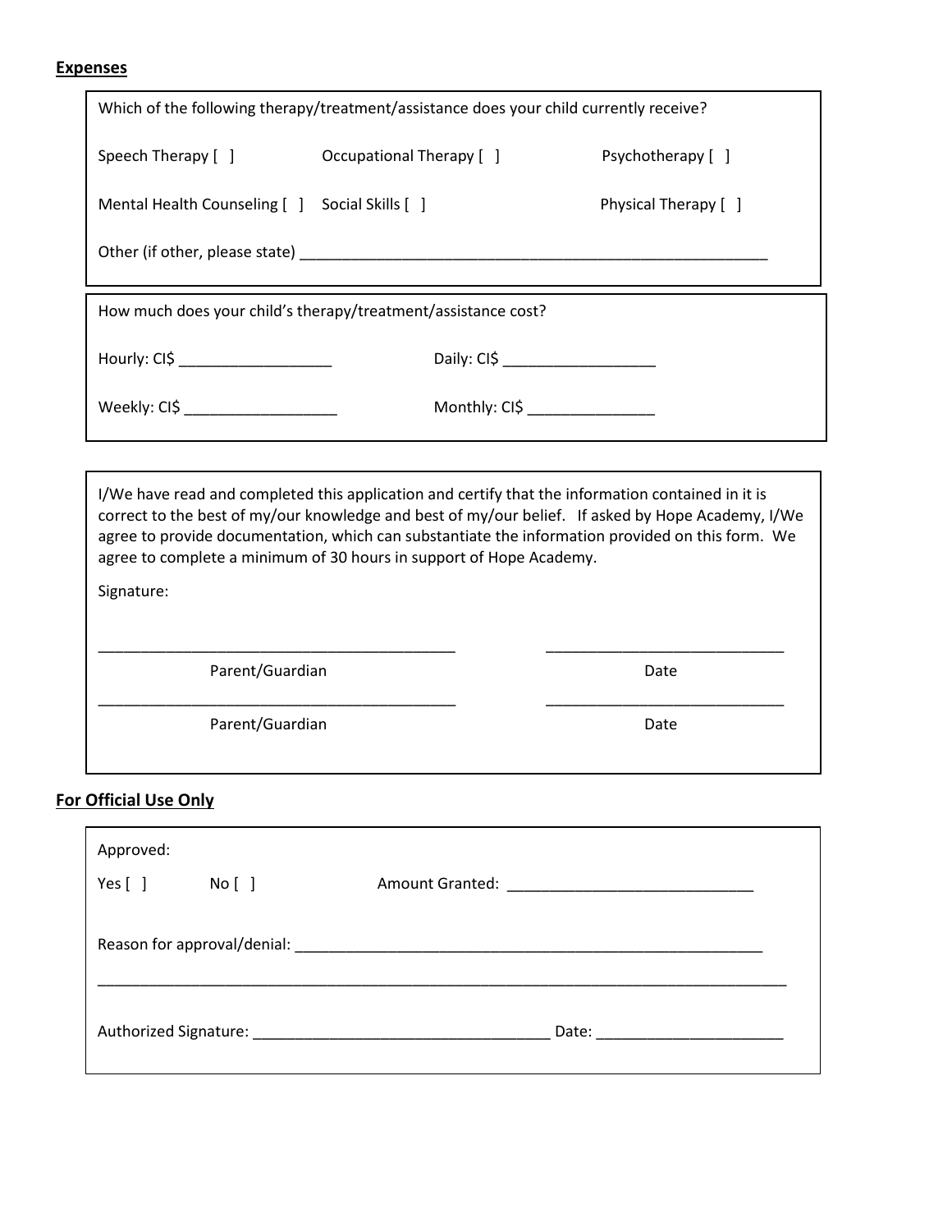**Expenses**

Which of the following therapy/treatment/assistance does your child currently receive?

Speech Therapy [ ]  Occupational Therapy [ ]  Psychotherapy [ ]

Mental Health Counseling [ ]  Social Skills [ ]  Physical Therapy [ ]

Other (if other, please state) ________________________________________________________

How much does your child's therapy/treatment/assistance cost?

Hourly: CI$ __________________  Daily: CI$ __________________

Weekly: CI$ __________________  Monthly: CI$ _______________

I/We have read and completed this application and certify that the information contained in it is correct to the best of my/our knowledge and best of my/our belief. If asked by Hope Academy, I/We agree to provide documentation, which can substantiate the information provided on this form. We agree to complete a minimum of 30 hours in support of Hope Academy.

Signature:

___________________________________________  ____________________________

Parent/Guardian  Date

___________________________________________  ____________________________

Parent/Guardian  Date

**For Official Use Only**

Approved:

Yes [ ]  No [ ]  Amount Granted: _____________________________

Reason for approval/denial: _________________________________________________________

___________________________________________________________________________________

Authorized Signature: ___________________________________ Date: ______________________